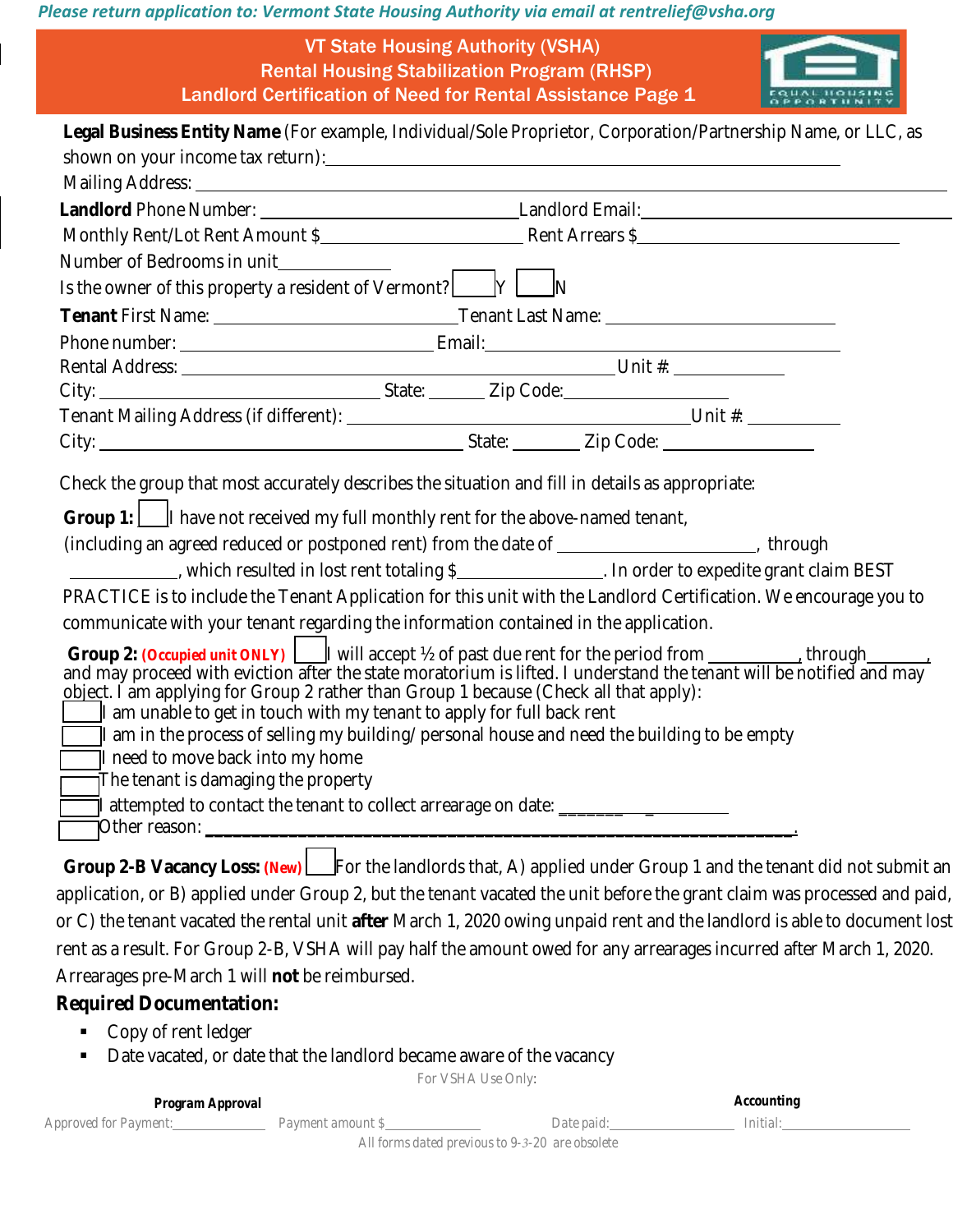*Please return application to: Vermont State Housing Authority via email at rentrelief@vsha.org*

## VT State Housing Authority (VSHA)
## Rental Housing Stabilization Program (RHSP)
## Landlord Certification of Need for Rental Assistance Page 1

**Legal Business Entity Name** (For example, Individual/Sole Proprietor, Corporation/Partnership Name, or LLC, as shown on your income tax return): ____________________

Mailing Address: ____________________

**Landlord** Phone Number: ____________________ Landlord Email: ____________________

Monthly Rent/Lot Rent Amount $____________________ Rent Arrears $____________________

Number of Bedrooms in unit____________

Is the owner of this property a resident of Vermont? ☐ Y ☐ N

**Tenant** First Name: ____________________ Tenant Last Name: ____________________

Phone number: ____________________ Email: ____________________

Rental Address: ____________________ Unit #: ____________

City: ____________________ State: ________ Zip Code: ____________

Tenant Mailing Address (if different): ____________________ Unit #: ____________

City: ____________________ State: ________ Zip Code: ____________

Check the group that most accurately describes the situation and fill in details as appropriate:

**Group 1:** ☐ I have not received my full monthly rent for the above-named tenant, (including an agreed reduced or postponed rent) from the date of ____________________, through ____________, which resulted in lost rent totaling $____________. In order to expedite grant claim BEST PRACTICE is to include the Tenant Application for this unit with the Landlord Certification. We encourage you to communicate with your tenant regarding the information contained in the application.

**Group 2: (Occupied unit ONLY)** ☐ I will accept ½ of past due rent for the period from __________, through________, and may proceed with eviction after the state moratorium is lifted. I understand the tenant will be notified and may object. I am applying for Group 2 rather than Group 1 because (Check all that apply):

- ☐ I am unable to get in touch with my tenant to apply for full back rent
- ☐ I am in the process of selling my building/ personal house and need the building to be empty
- ☐ I need to move back into my home
- ☐ The tenant is damaging the property
- ☐ I attempted to contact the tenant to collect arrearage on date: _______ _
- ☐ Other reason: ____________________________________________.

**Group 2-B Vacancy Loss: (New)** ☐ For the landlords that, A) applied under Group 1 and the tenant did not submit an application, or B) applied under Group 2, but the tenant vacated the unit before the grant claim was processed and paid, or C) the tenant vacated the rental unit **after** March 1, 2020 owing unpaid rent and the landlord is able to document lost rent as a result. For Group 2-B, VSHA will pay half the amount owed for any arrearages incurred after March 1, 2020. Arrearages pre-March 1 will **not** be reimbursed.

### Required Documentation:

- Copy of rent ledger
- Date vacated, or date that the landlord became aware of the vacancy

For VSHA Use Only:

**Program Approval**

Approved for Payment:____________ Payment amount $____________

**Accounting**

Date paid:____________ Initial:____________

All forms dated previous to 9-3-20 are obsolete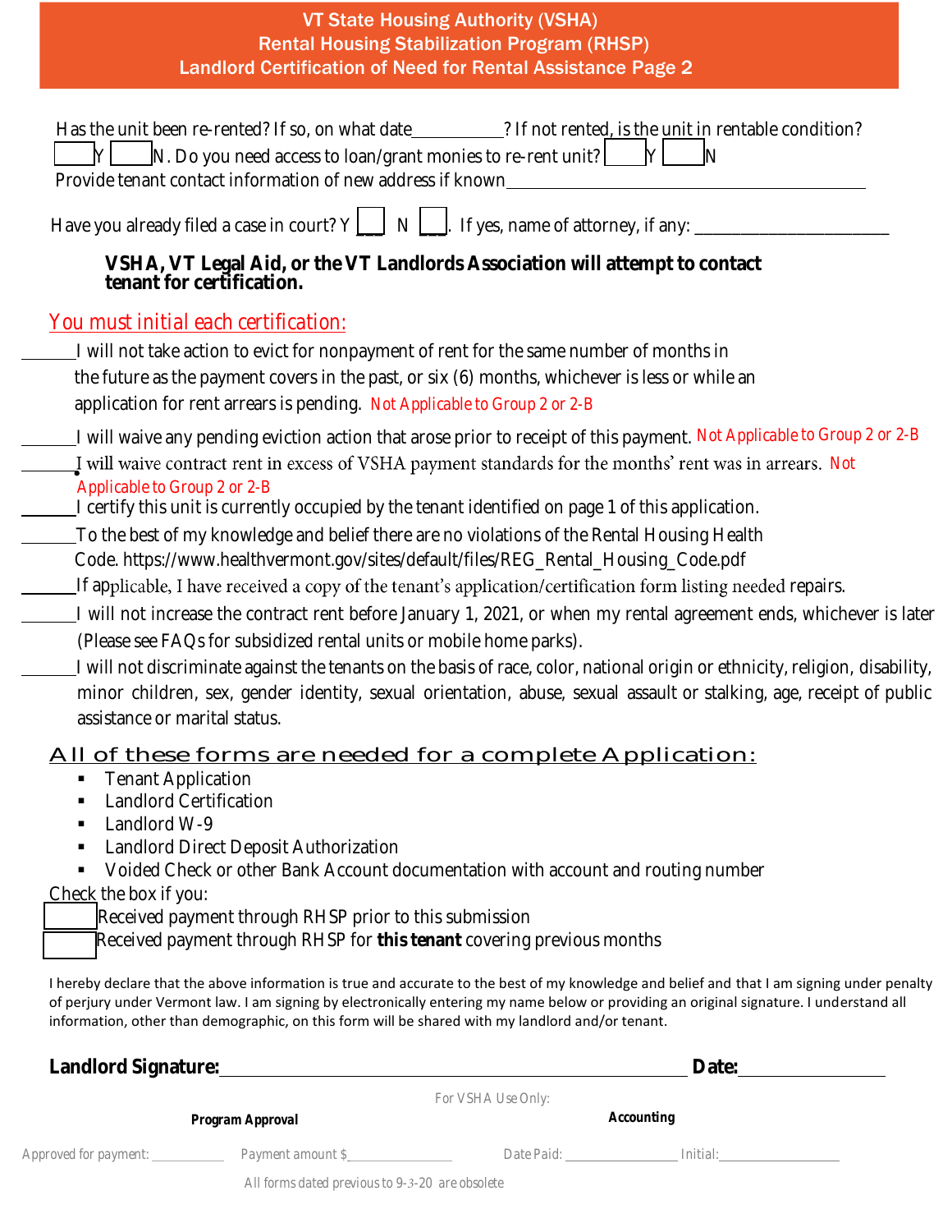# VT State Housing Authority (VSHA)
## Rental Housing Stabilization Program (RHSP)
## Landlord Certification of Need for Rental Assistance Page 2

Has the unit been re-rented? If so, on what date__________? If not rented, is the unit in rentable condition? ____ Y ____ N. Do you need access to loan/grant monies to re-rent unit? ____ Y ____ N

Provide tenant contact information of new address if known________________________________________

Have you already filed a case in court? Y ___ N ___. If yes, name of attorney, if any: ______________________

**VSHA, VT Legal Aid, or the VT Landlords Association will attempt to contact tenant for certification.**

You must initial each certification:

______I will not take action to evict for nonpayment of rent for the same number of months in the future as the payment covers in the past, or six (6) months, whichever is less or while an application for rent arrears is pending. Not Applicable to Group 2 or 2-B

______I will waive any pending eviction action that arose prior to receipt of this payment. Not Applicable to Group 2 or 2-B

______I will waive contract rent in excess of VSHA payment standards for the months' rent was in arrears. Not Applicable to Group 2 or 2-B

______I certify this unit is currently occupied by the tenant identified on page 1 of this application.

______To the best of my knowledge and belief there are no violations of the Rental Housing Health Code. https://www.healthvermont.gov/sites/default/files/REG_Rental_Housing_Code.pdf

______If applicable, I have received a copy of the tenant's application/certification form listing needed repairs.

______I will not increase the contract rent before January 1, 2021, or when my rental agreement ends, whichever is later (Please see FAQs for subsidized rental units or mobile home parks).

______I will not discriminate against the tenants on the basis of race, color, national origin or ethnicity, religion, disability, minor children, sex, gender identity, sexual orientation, abuse, sexual assault or stalking, age, receipt of public assistance or marital status.

## All of these forms are needed for a complete Application:

- Tenant Application
- Landlord Certification
- Landlord W-9
- Landlord Direct Deposit Authorization
- Voided Check or other Bank Account documentation with account and routing number

Check the box if you:

☐ Received payment through RHSP prior to this submission

☐ Received payment through RHSP for **this tenant** covering previous months

I hereby declare that the above information is true and accurate to the best of my knowledge and belief and that I am signing under penalty of perjury under Vermont law. I am signing by electronically entering my name below or providing an original signature. I understand all information, other than demographic, on this form will be shared with my landlord and/or tenant.

**Landlord Signature:**________________________________________ **Date:**______________

For VSHA Use Only:

**Program Approval** **Accounting**

Approved for payment: __________ Payment amount $______________ Date Paid: ______________ Initial:________________

All forms dated previous to 9-3-20 are obsolete